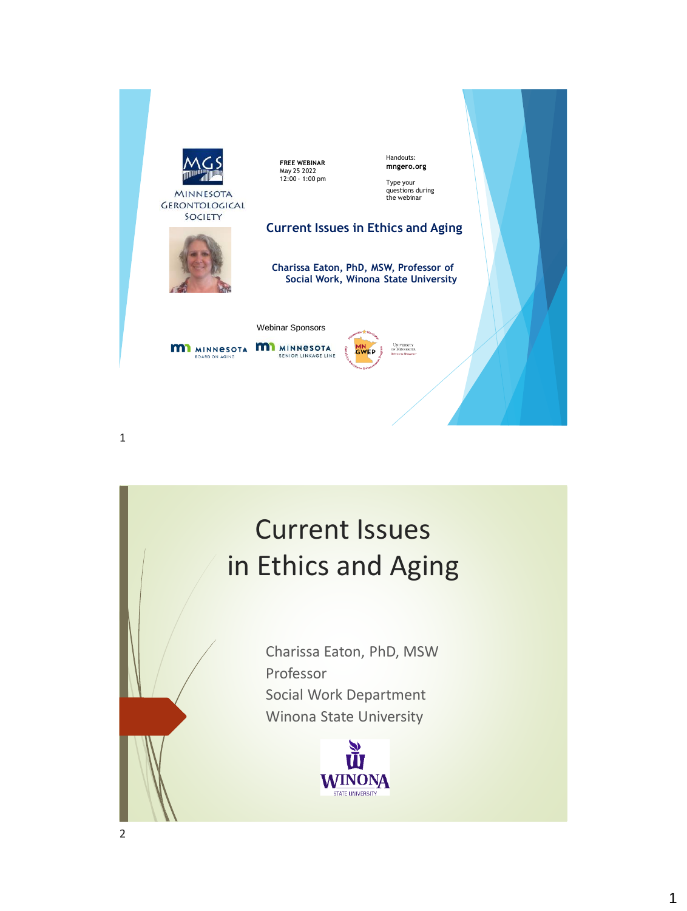Minnesota Gerontological Society

**FREE WEBINAR**
May 25 2022
12:00 - 1:00 pm

Handouts:
**mngero.org**

Type your questions during the webinar

## Current Issues in Ethics and Aging

**Charissa Eaton, PhD, MSW, Professor of Social Work, Winona State University**

Webinar Sponsors

Minnesota Board on Aging · Minnesota Senior LinkAge Line · MN GWEP · University of Minnesota

# Current Issues in Ethics and Aging

Charissa Eaton, PhD, MSW
Professor
Social Work Department
Winona State University

Winona State University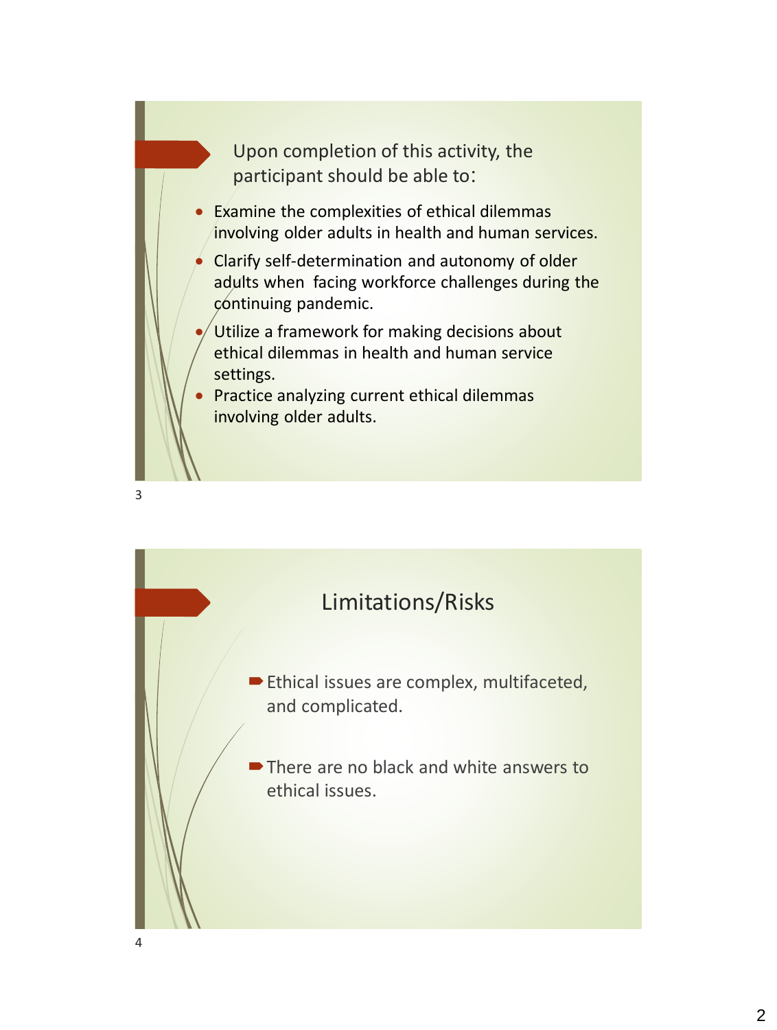Upon completion of this activity, the participant should be able to:

- Examine the complexities of ethical dilemmas involving older adults in health and human services.
- Clarify self-determination and autonomy of older adults when facing workforce challenges during the continuing pandemic.
- Utilize a framework for making decisions about ethical dilemmas in health and human service settings.
- Practice analyzing current ethical dilemmas involving older adults.

## Limitations/Risks

- Ethical issues are complex, multifaceted, and complicated.
- There are no black and white answers to ethical issues.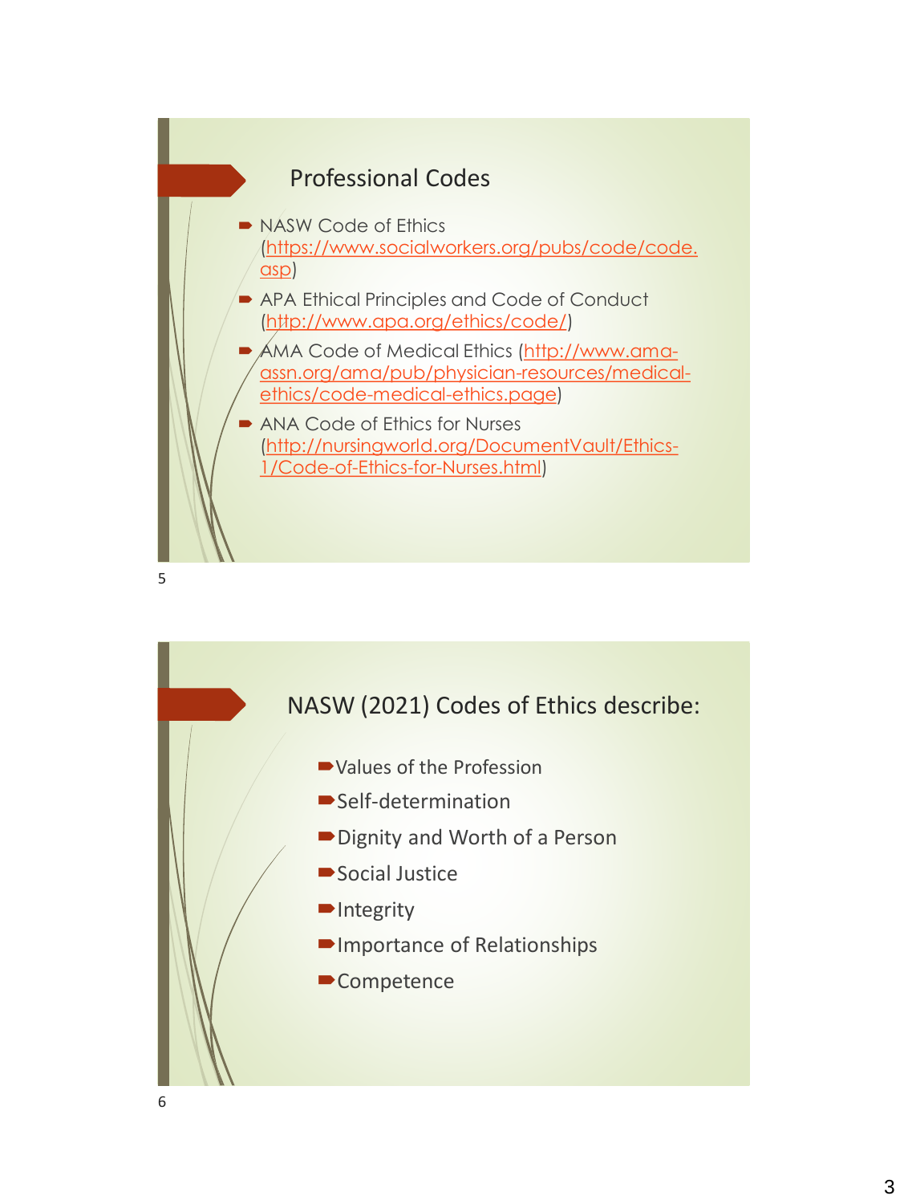## Professional Codes

- NASW Code of Ethics (https://www.socialworkers.org/pubs/code/code.asp)
- APA Ethical Principles and Code of Conduct (http://www.apa.org/ethics/code/)
- AMA Code of Medical Ethics (http://www.ama-assn.org/ama/pub/physician-resources/medical-ethics/code-medical-ethics.page)
- ANA Code of Ethics for Nurses (http://nursingworld.org/DocumentVault/Ethics-1/Code-of-Ethics-for-Nurses.html)

## NASW (2021) Codes of Ethics describe:

- Values of the Profession
- Self-determination
- Dignity and Worth of a Person
- Social Justice
- Integrity
- Importance of Relationships
- Competence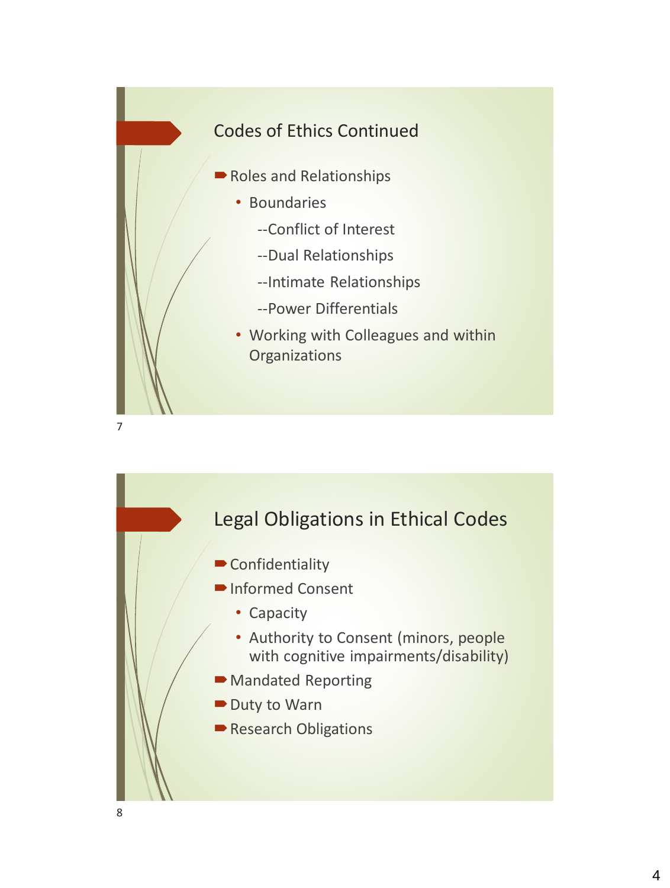## Codes of Ethics Continued

- Roles and Relationships
  - Boundaries
    - --Conflict of Interest
    - --Dual Relationships
    - --Intimate Relationships
    - --Power Differentials
  - Working with Colleagues and within Organizations

## Legal Obligations in Ethical Codes

- Confidentiality
- Informed Consent
  - Capacity
  - Authority to Consent (minors, people with cognitive impairments/disability)
- Mandated Reporting
- Duty to Warn
- Research Obligations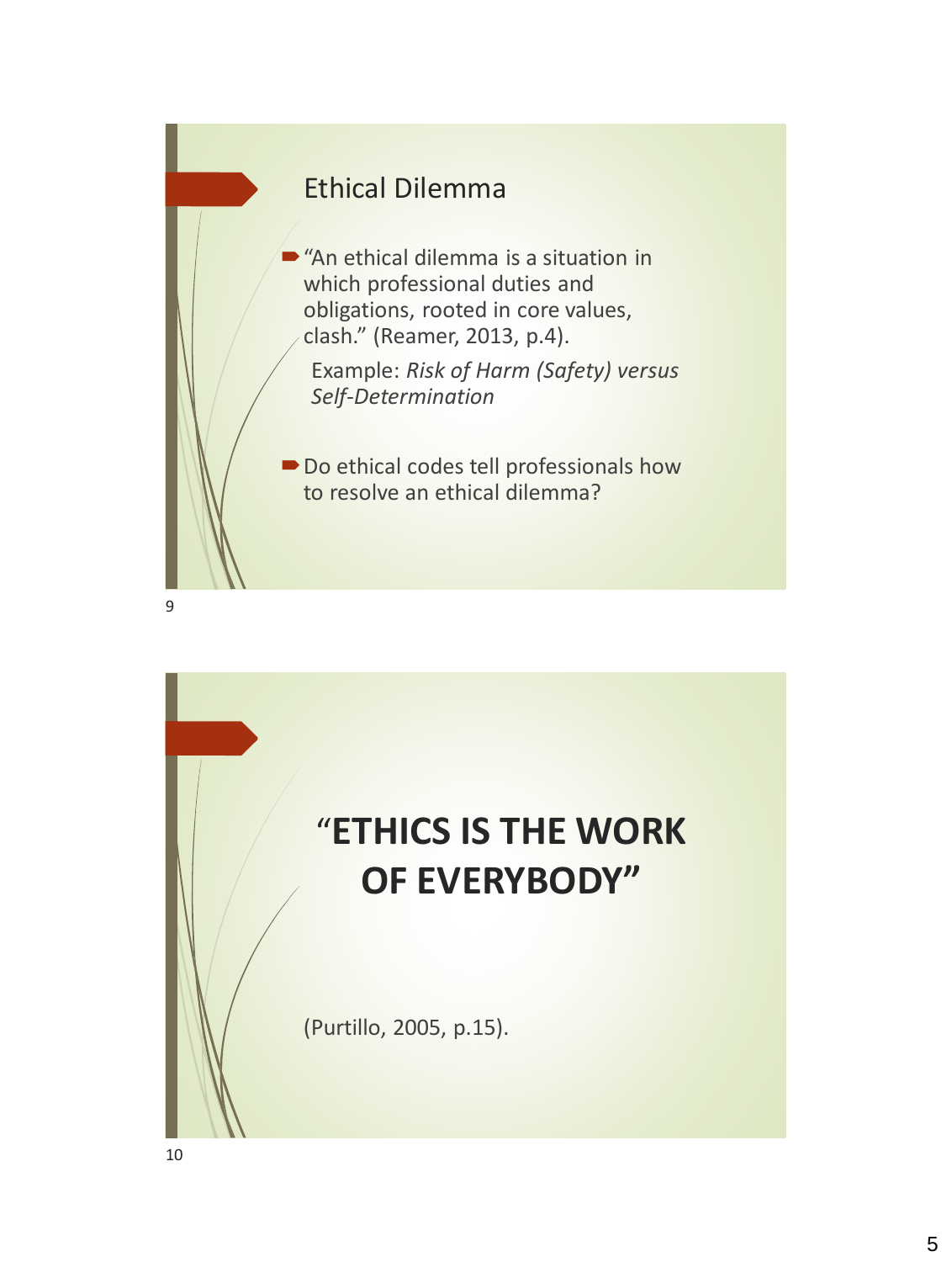## Ethical Dilemma

- "An ethical dilemma is a situation in which professional duties and obligations, rooted in core values, clash." (Reamer, 2013, p.4).

  Example: *Risk of Harm (Safety) versus Self-Determination*

- Do ethical codes tell professionals how to resolve an ethical dilemma?

## "ETHICS IS THE WORK OF EVERYBODY"

(Purtillo, 2005, p.15).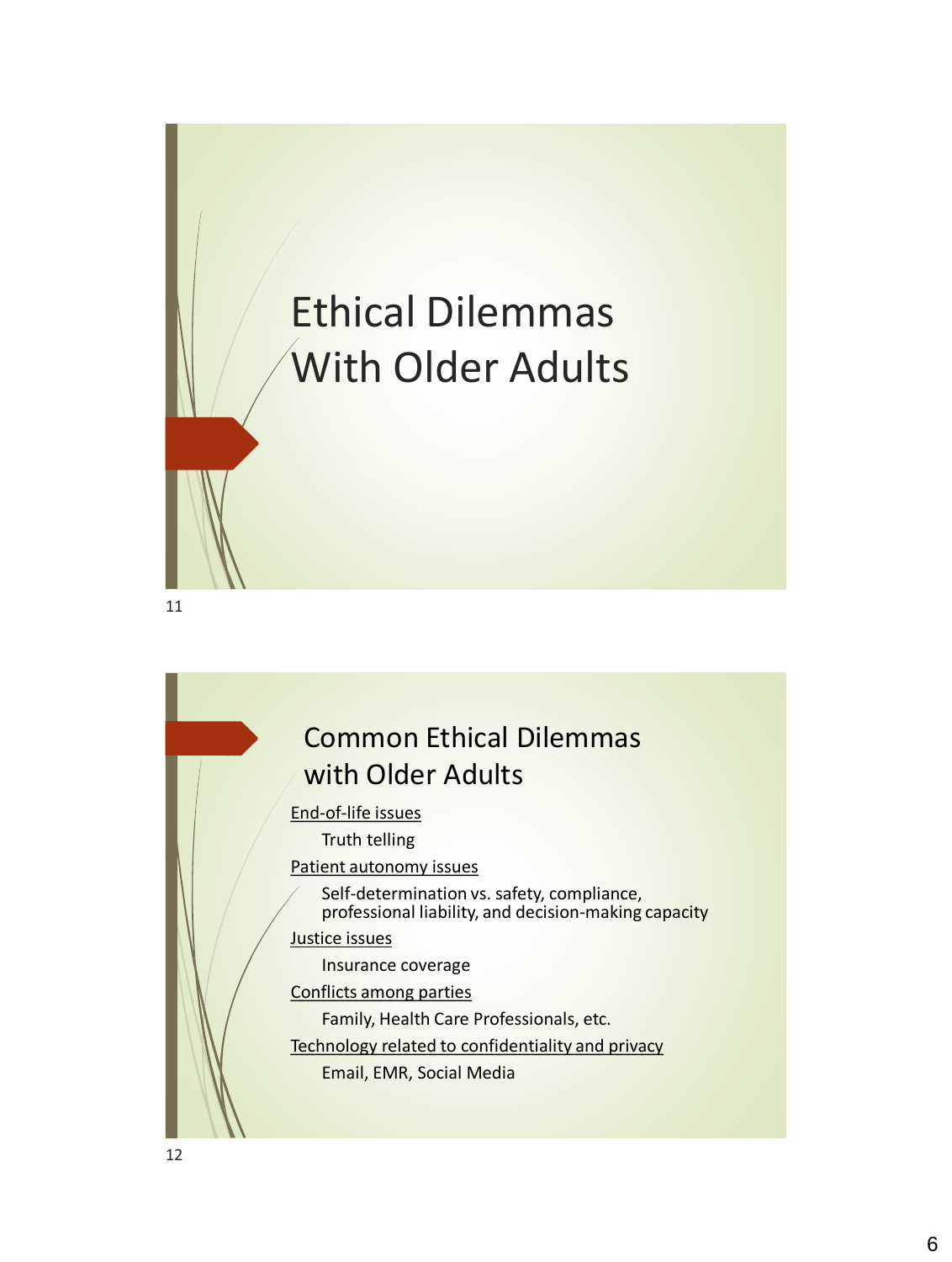# Ethical Dilemmas With Older Adults

## Common Ethical Dilemmas with Older Adults

<u>End-of-life issues</u>

- Truth telling

<u>Patient autonomy issues</u>

- Self-determination vs. safety, compliance, professional liability, and decision-making capacity

<u>Justice issues</u>

- Insurance coverage

<u>Conflicts among parties</u>

- Family, Health Care Professionals, etc.

<u>Technology related to confidentiality and privacy</u>

- Email, EMR, Social Media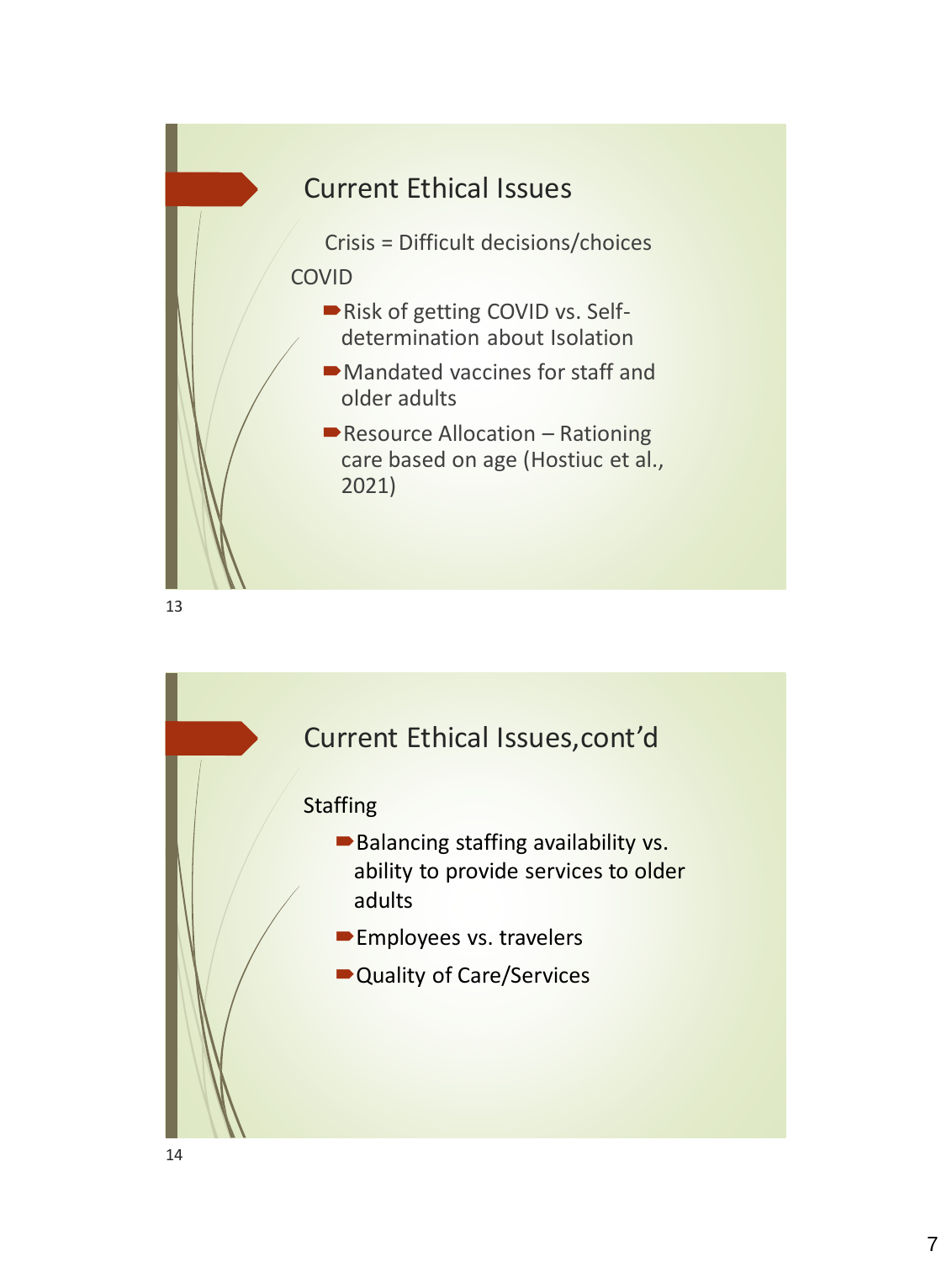## Current Ethical Issues

Crisis = Difficult decisions/choices

COVID

- Risk of getting COVID vs. Self-determination about Isolation
- Mandated vaccines for staff and older adults
- Resource Allocation – Rationing care based on age (Hostiuc et al., 2021)

## Current Ethical Issues,cont'd

Staffing

- Balancing staffing availability vs. ability to provide services to older adults
- Employees vs. travelers
- Quality of Care/Services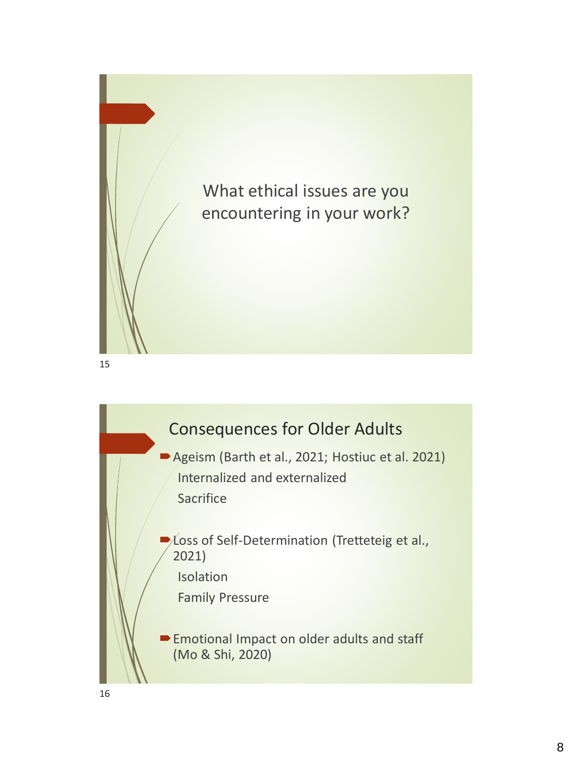What ethical issues are you encountering in your work?

## Consequences for Older Adults

- Ageism (Barth et al., 2021; Hostiuc et al. 2021)
  - Internalized and externalized
  - Sacrifice
- Loss of Self-Determination (Tretteteig et al., 2021)
  - Isolation
  - Family Pressure
- Emotional Impact on older adults and staff (Mo & Shi, 2020)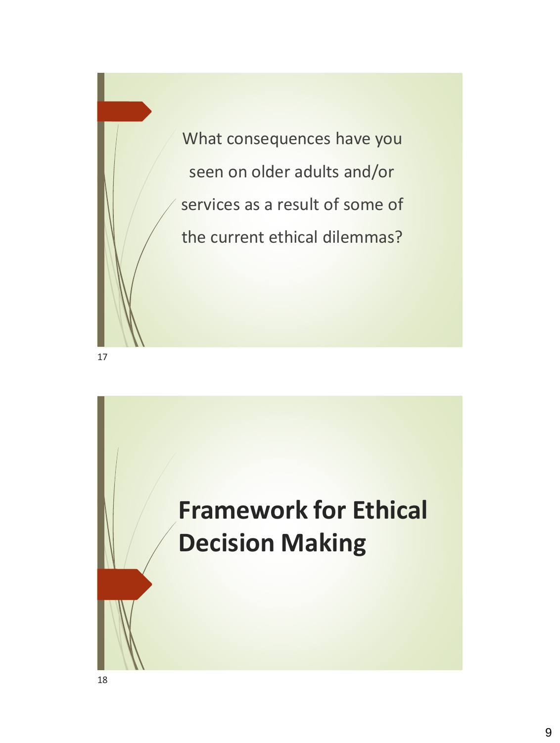What consequences have you seen on older adults and/or services as a result of some of the current ethical dilemmas?

# Framework for Ethical Decision Making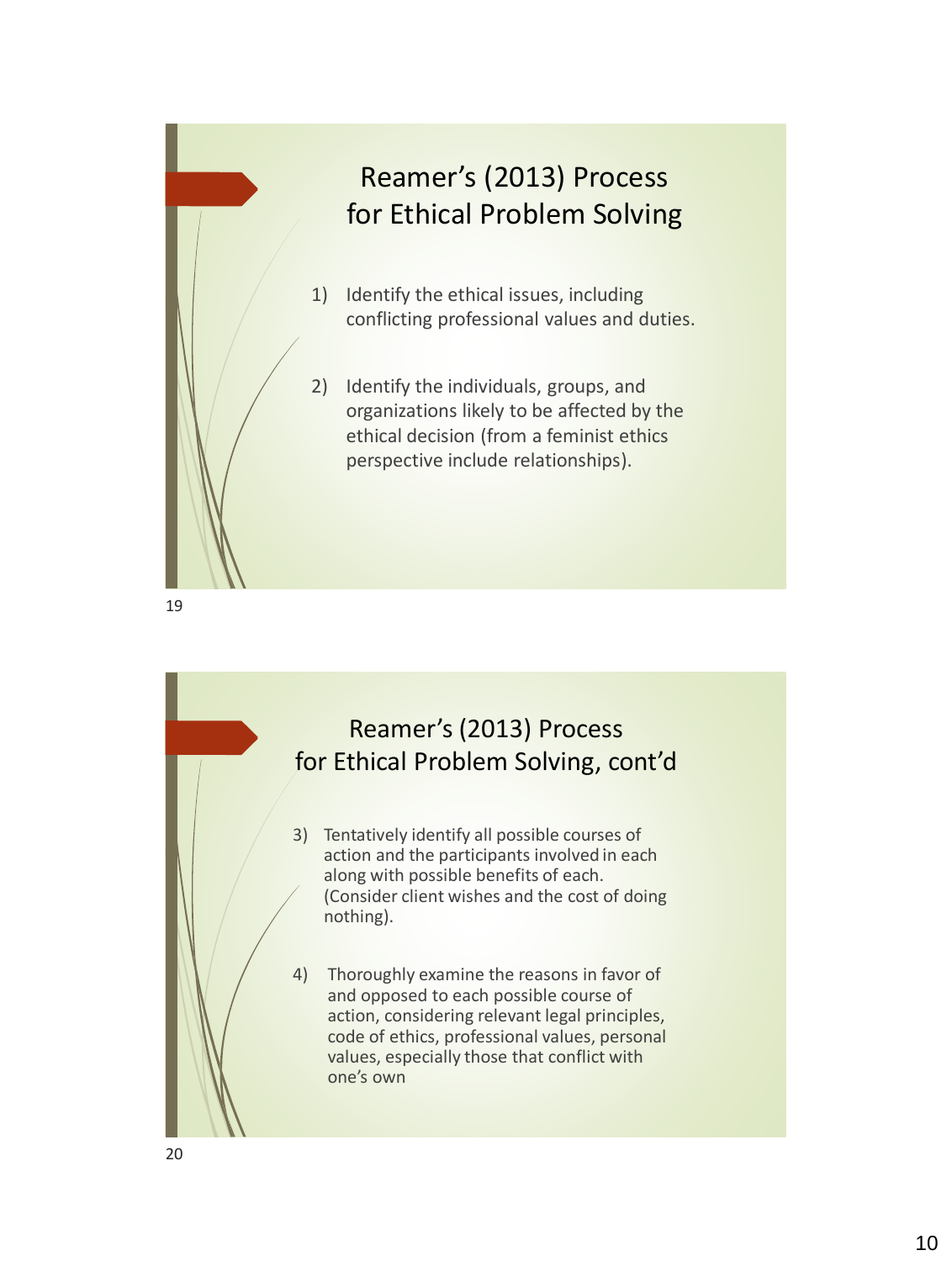## Reamer's (2013) Process for Ethical Problem Solving

1) Identify the ethical issues, including conflicting professional values and duties.

2) Identify the individuals, groups, and organizations likely to be affected by the ethical decision (from a feminist ethics perspective include relationships).

## Reamer's (2013) Process for Ethical Problem Solving, cont'd

3) Tentatively identify all possible courses of action and the participants involved in each along with possible benefits of each. (Consider client wishes and the cost of doing nothing).

4) Thoroughly examine the reasons in favor of and opposed to each possible course of action, considering relevant legal principles, code of ethics, professional values, personal values, especially those that conflict with one's own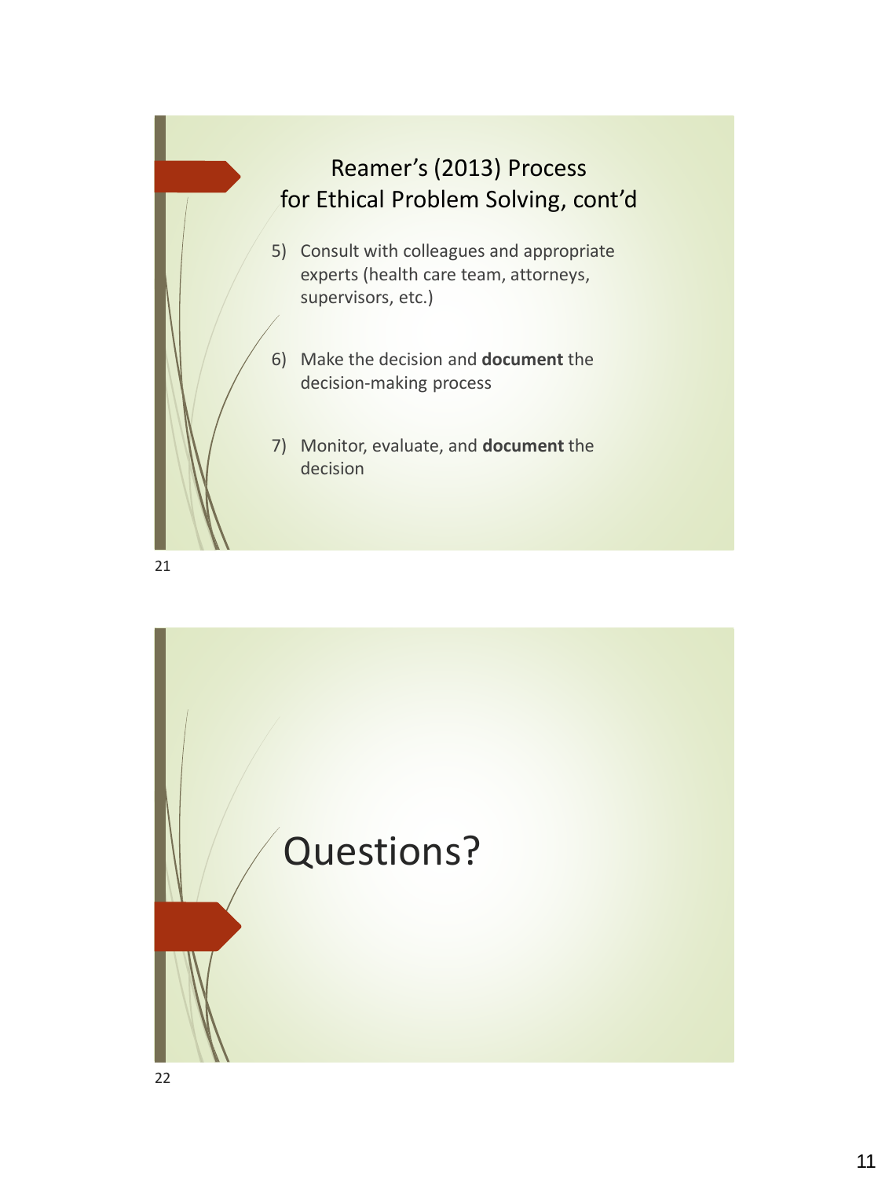## Reamer's (2013) Process for Ethical Problem Solving, cont'd

5) Consult with colleagues and appropriate experts (health care team, attorneys, supervisors, etc.)

6) Make the decision and **document** the decision-making process

7) Monitor, evaluate, and **document** the decision

## Questions?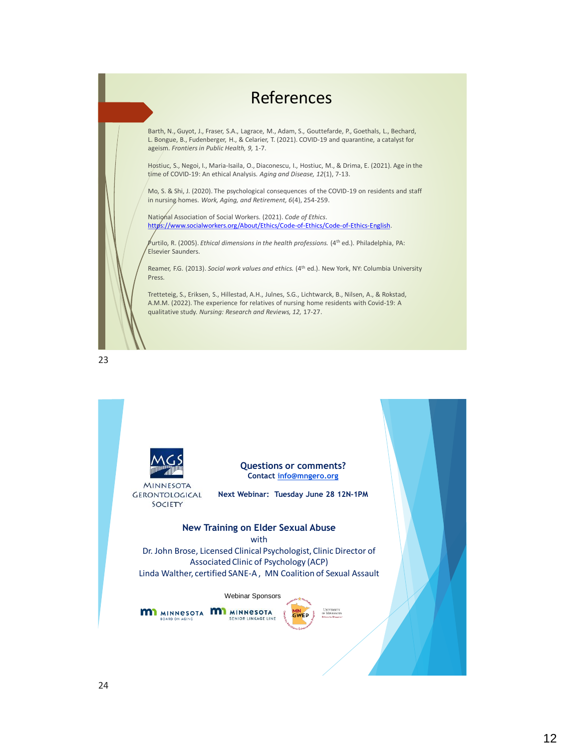# References

Barth, N., Guyot, J., Fraser, S.A., Lagrace, M., Adam, S., Gouttefarde, P., Goethals, L., Bechard, L. Bongue, B., Fudenberger, H., & Celarier, T. (2021). COVID-19 and quarantine, a catalyst for ageism. *Frontiers in Public Health, 9,* 1-7.

Hostiuc, S., Negoi, I., Maria-Isaila, O., Diaconescu, I., Hostiuc, M., & Drima, E. (2021). Age in the time of COVID-19: An ethical Analysis. *Aging and Disease, 12*(1), 7-13.

Mo, S. & Shi, J. (2020). The psychological consequences of the COVID-19 on residents and staff in nursing homes. *Work, Aging, and Retirement, 6*(4), 254-259.

National Association of Social Workers. (2021). *Code of Ethics.* https://www.socialworkers.org/About/Ethics/Code-of-Ethics/Code-of-Ethics-English.

Purtilo, R. (2005). *Ethical dimensions in the health professions.* (4th ed.). Philadelphia, PA: Elsevier Saunders.

Reamer, F.G. (2013). *Social work values and ethics.* (4th ed.). New York, NY: Columbia University Press.

Tretteteig, S., Eriksen, S., Hillestad, A.H., Julnes, S.G., Lichtwarck, B., Nilsen, A., & Rokstad, A.M.M. (2022). The experience for relatives of nursing home residents with Covid-19: A qualitative study. *Nursing: Research and Reviews, 12,* 17-27.

MGS
MINNESOTA GERONTOLOGICAL SOCIETY

**Questions or comments?**
**Contact info@mngero.org**

**Next Webinar: Tuesday June 28 12N-1PM**

**New Training on Elder Sexual Abuse**
with
Dr. John Brose, Licensed Clinical Psychologist, Clinic Director of Associated Clinic of Psychology (ACP)
Linda Walther, certified SANE-A , MN Coalition of Sexual Assault

Webinar Sponsors

MINNESOTA BOARD ON AGING
MINNESOTA SENIOR LINKAGE LINE
MN GWEP
UNIVERSITY OF MINNESOTA